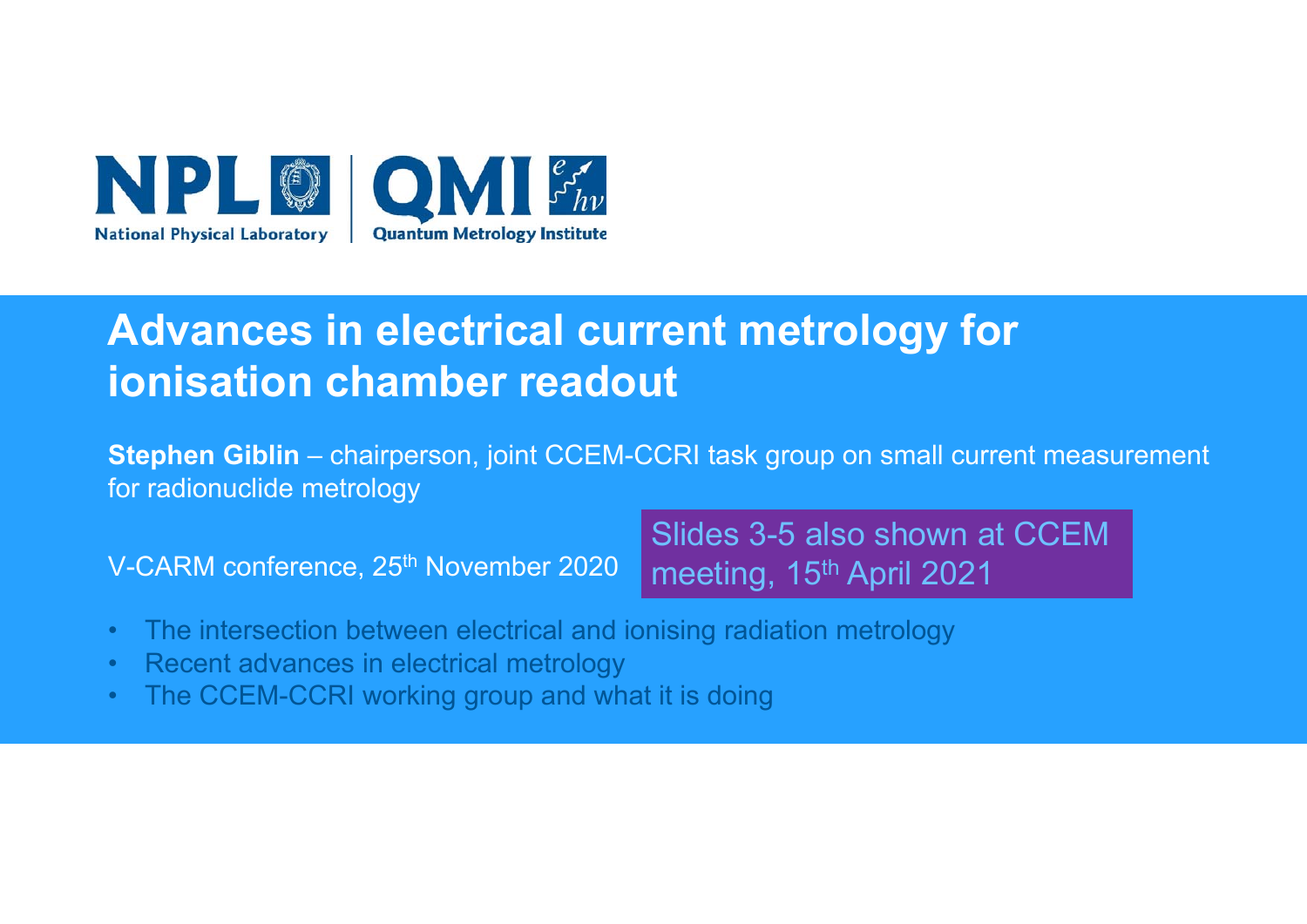NPL National Physical Laboratory | QMI Quantum Metrology Institute

# Advances in electrical current metrology for ionisation chamber readout

**Stephen Giblin** – chairperson, joint CCEM-CCRI task group on small current measurement for radionuclide metrology

V-CARM conference, 25th November 2020

Slides 3-5 also shown at CCEM meeting, 15th April 2021

- The intersection between electrical and ionising radiation metrology
- Recent advances in electrical metrology
- The CCEM-CCRI working group and what it is doing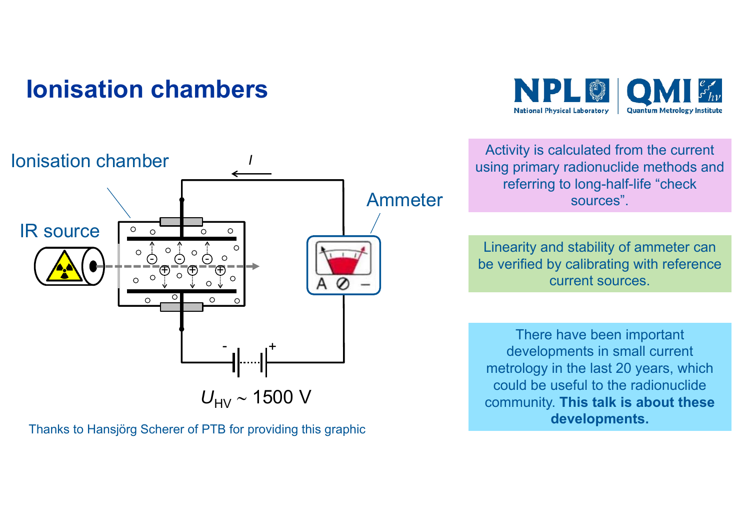# Ionisation chambers

Ionisation chamber

IR source

Ammeter

$I$

$U_{HV}$ ~ 1500 V

Thanks to Hansjörg Scherer of PTB for providing this graphic

Activity is calculated from the current using primary radionuclide methods and referring to long-half-life "check sources".

Linearity and stability of ammeter can be verified by calibrating with reference current sources.

There have been important developments in small current metrology in the last 20 years, which could be useful to the radionuclide community. **This talk is about these developments.**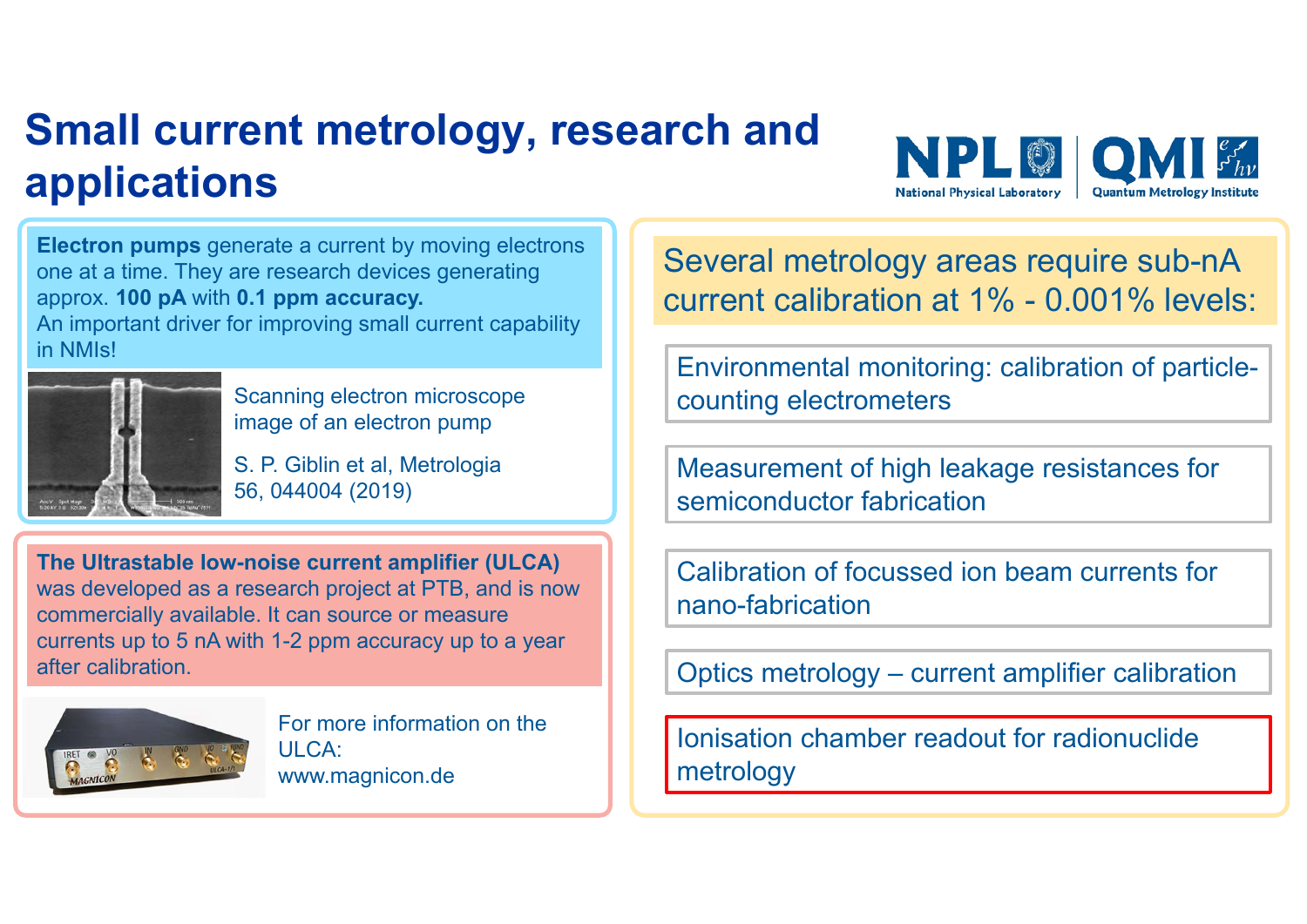# Small current metrology, research and applications

**Electron pumps** generate a current by moving electrons one at a time. They are research devices generating approx. **100 pA** with **0.1 ppm accuracy.**
An important driver for improving small current capability in NMIs!

Scanning electron microscope image of an electron pump

S. P. Giblin et al, Metrologia 56, 044004 (2019)

**The Ultrastable low-noise current amplifier (ULCA)** was developed as a research project at PTB, and is now commercially available. It can source or measure currents up to 5 nA with 1-2 ppm accuracy up to a year after calibration.

For more information on the ULCA:
www.magnicon.de

Several metrology areas require sub-nA current calibration at 1% - 0.001% levels:

- Environmental monitoring: calibration of particle-counting electrometers
- Measurement of high leakage resistances for semiconductor fabrication
- Calibration of focussed ion beam currents for nano-fabrication
- Optics metrology – current amplifier calibration
- Ionisation chamber readout for radionuclide metrology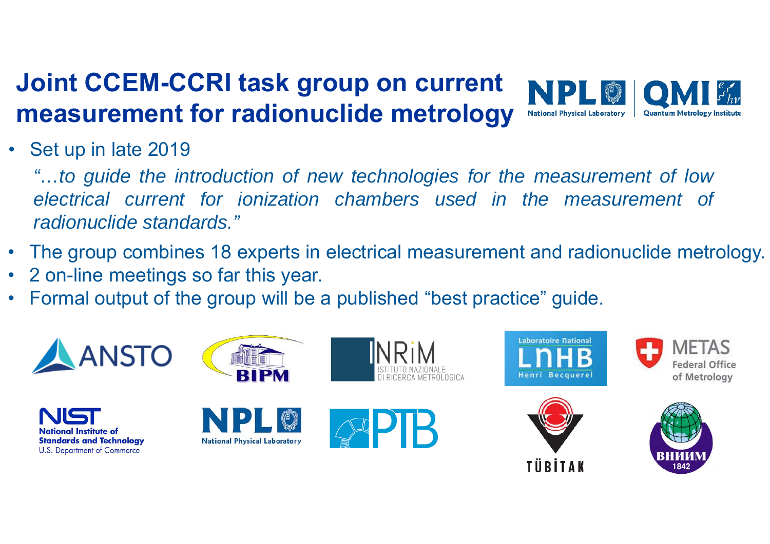# Joint CCEM-CCRI task group on current measurement for radionuclide metrology

- Set up in late 2019

  *"…to guide the introduction of new technologies for the measurement of low electrical current for ionization chambers used in the measurement of radionuclide standards."*

- The group combines 18 experts in electrical measurement and radionuclide metrology.
- 2 on-line meetings so far this year.
- Formal output of the group will be a published "best practice" guide.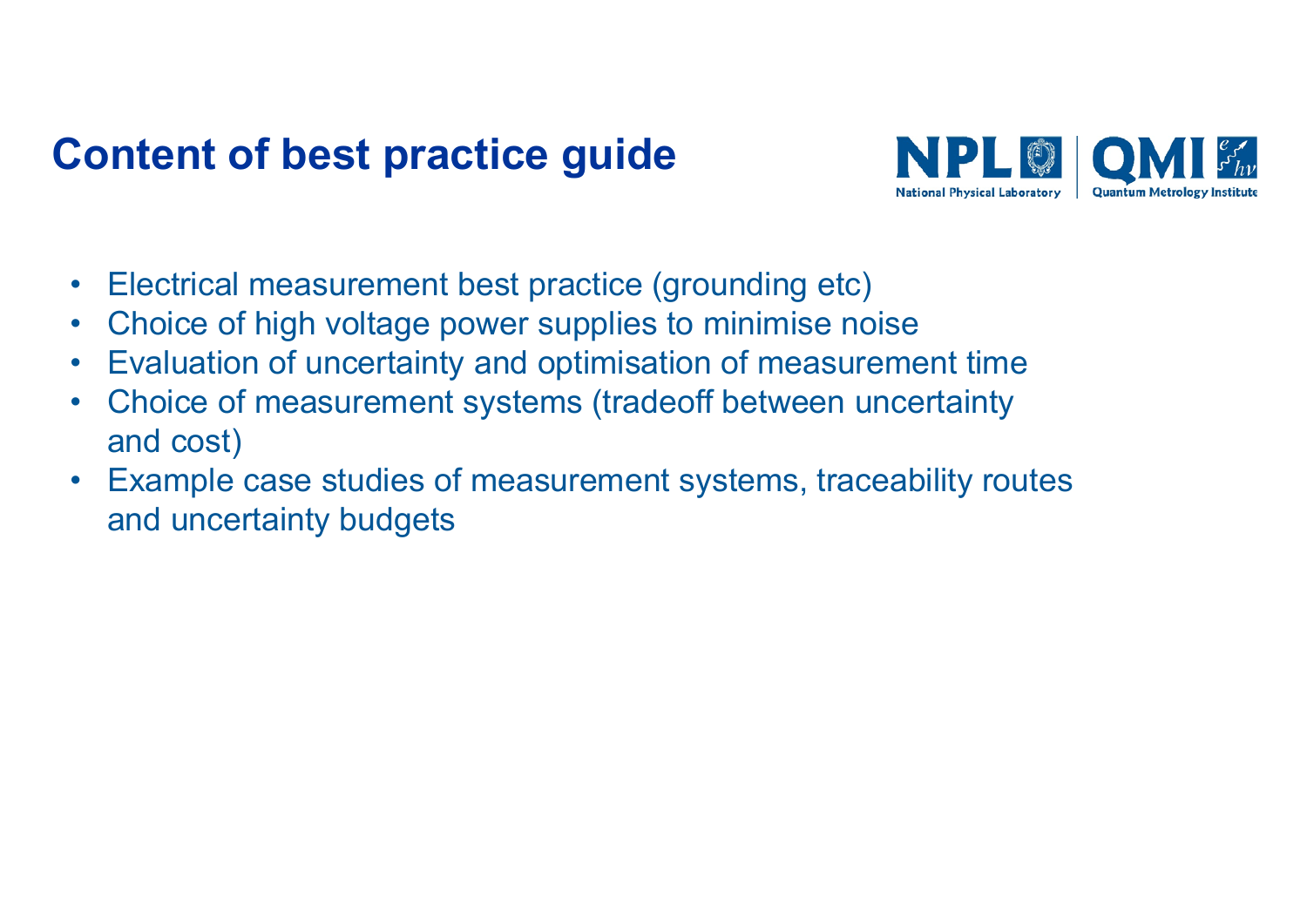# Content of best practice guide

- Electrical measurement best practice (grounding etc)
- Choice of high voltage power supplies to minimise noise
- Evaluation of uncertainty and optimisation of measurement time
- Choice of measurement systems (tradeoff between uncertainty and cost)
- Example case studies of measurement systems, traceability routes and uncertainty budgets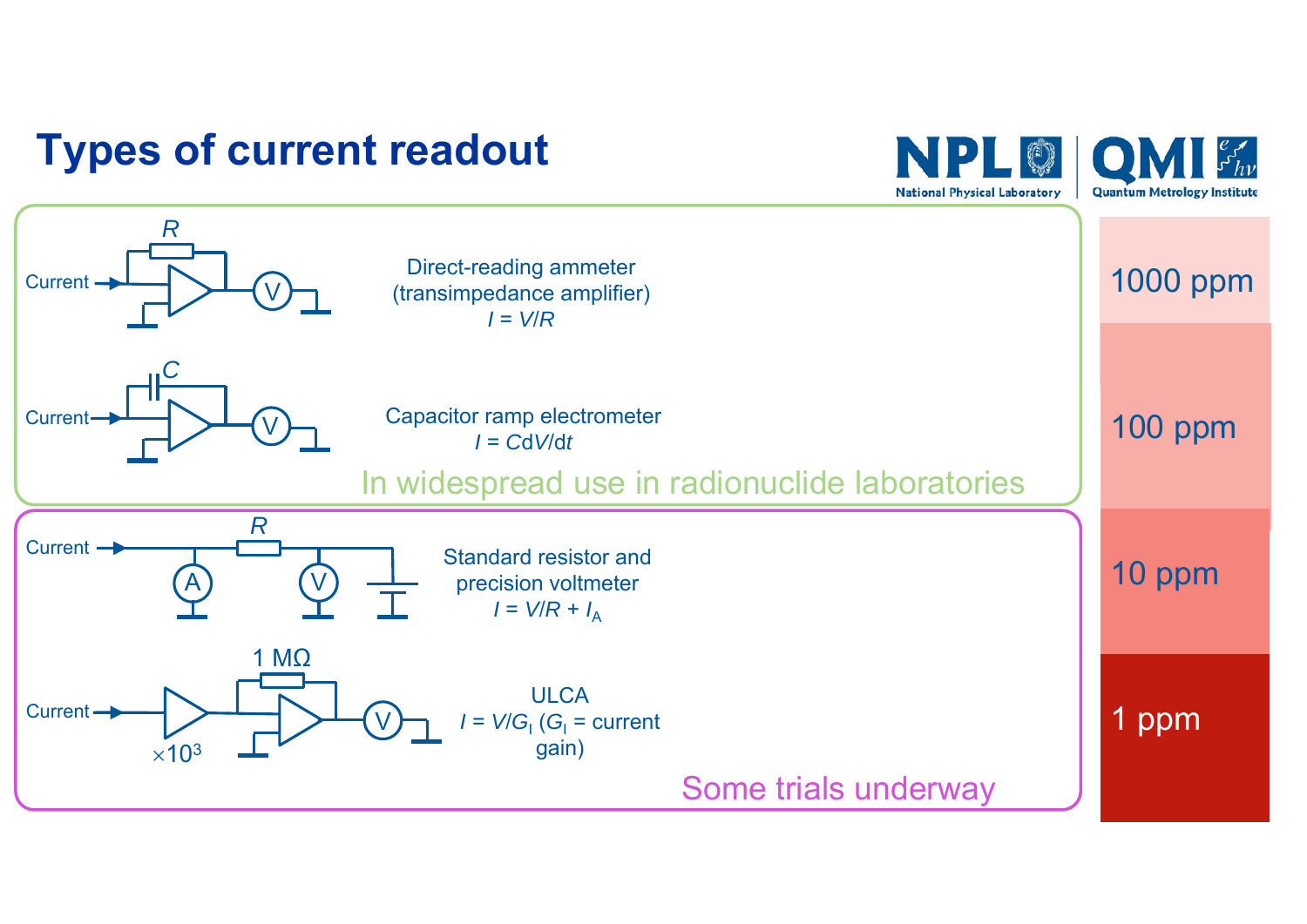# Types of current readout

Direct-reading ammeter (transimpedance amplifier)
$I = V/R$

Capacitor ramp electrometer
$I = C\mathrm{d}V/\mathrm{d}t$

In widespread use in radionuclide laboratories

Standard resistor and precision voltmeter
$I = V/R + I_A$

ULCA
$I = V/G_I$ ($G_I$ = current gain)

Some trials underway

1000 ppm

100 ppm

10 ppm

1 ppm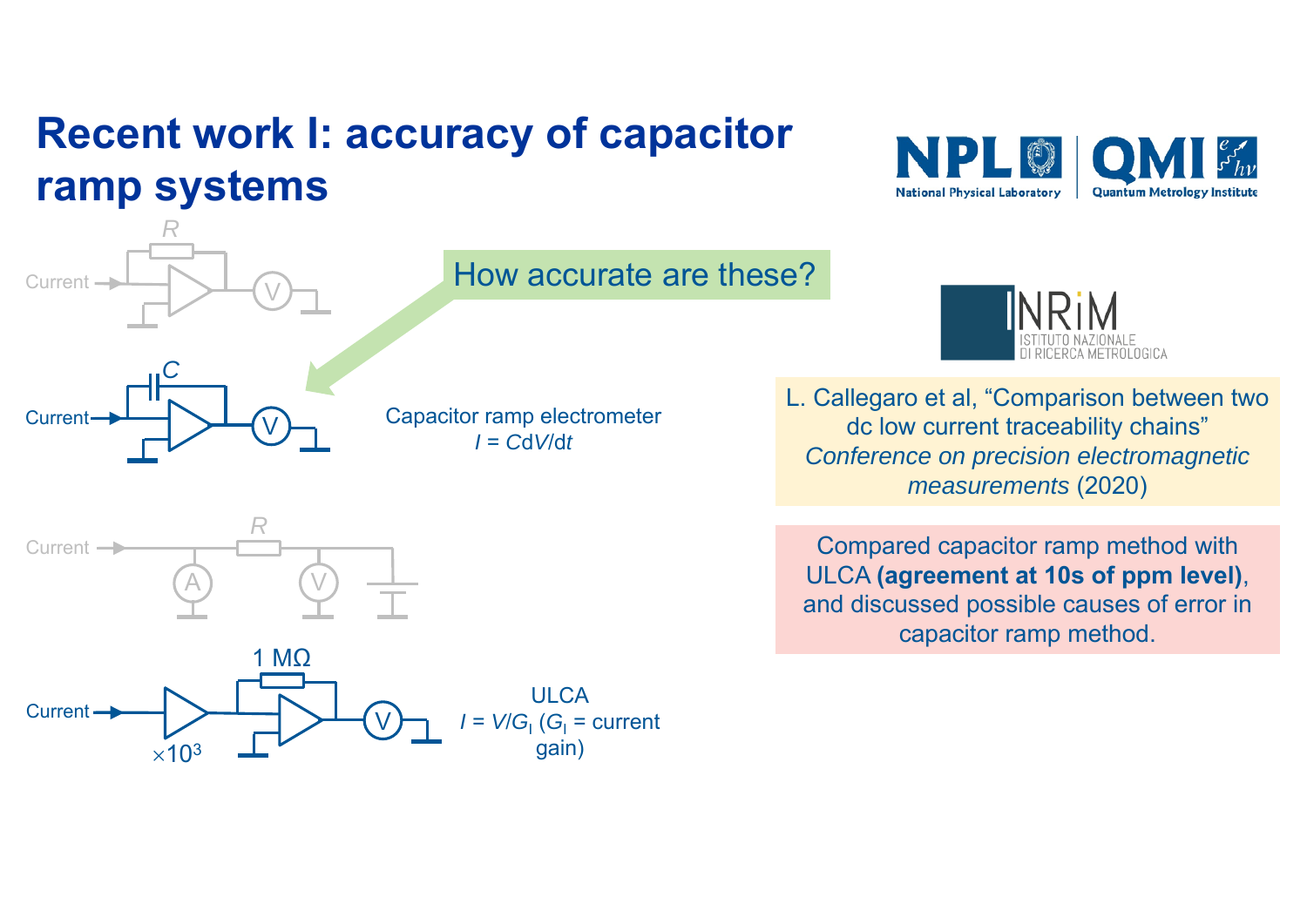# Recent work I: accuracy of capacitor ramp systems

How accurate are these?

Capacitor ramp electrometer
$I = CdV/dt$

ULCA
$I = V/G_I$ ($G_I$ = current gain)

L. Callegaro et al, "Comparison between two dc low current traceability chains" *Conference on precision electromagnetic measurements* (2020)

Compared capacitor ramp method with ULCA **(agreement at 10s of ppm level)**, and discussed possible causes of error in capacitor ramp method.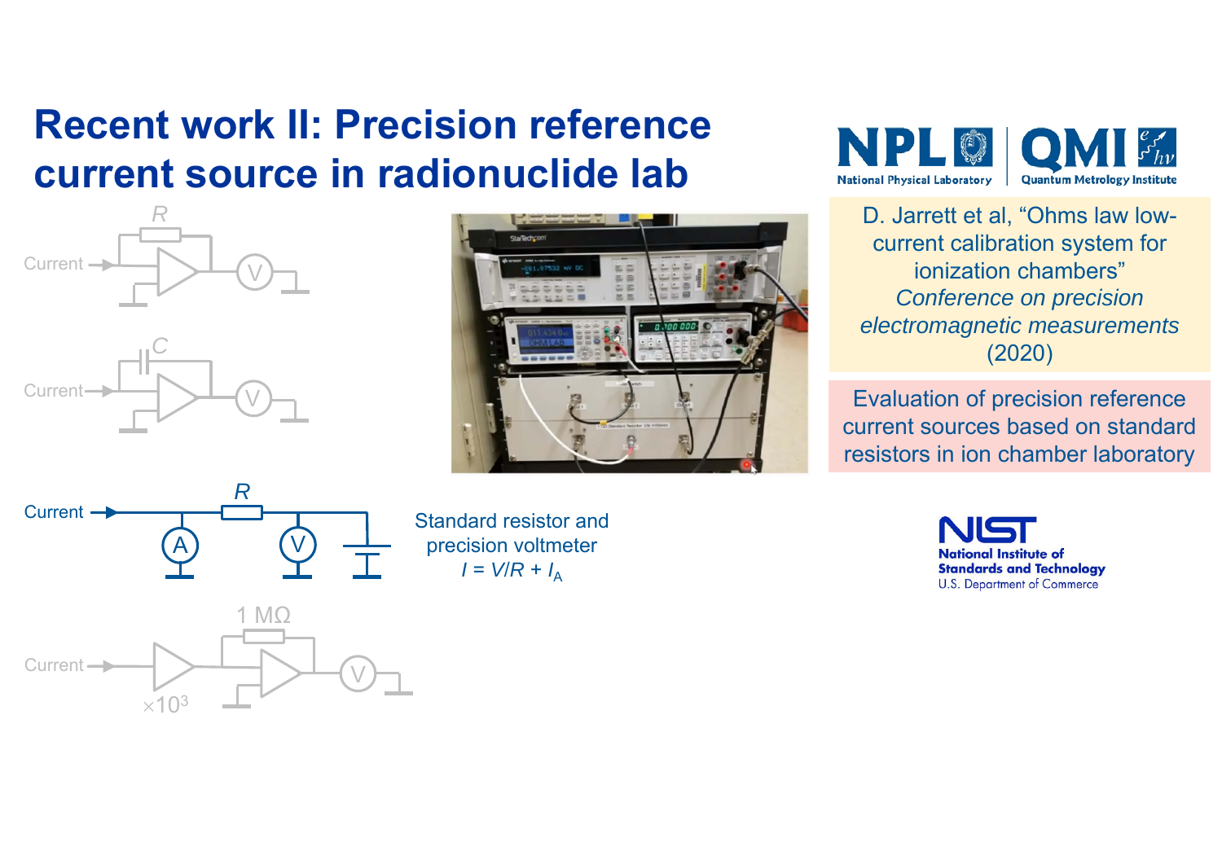# Recent work II: Precision reference current source in radionuclide lab

Standard resistor and precision voltmeter

$I = V/R + I_A$

D. Jarrett et al, "Ohms law low-current calibration system for ionization chambers" *Conference on precision electromagnetic measurements* (2020)

Evaluation of precision reference current sources based on standard resistors in ion chamber laboratory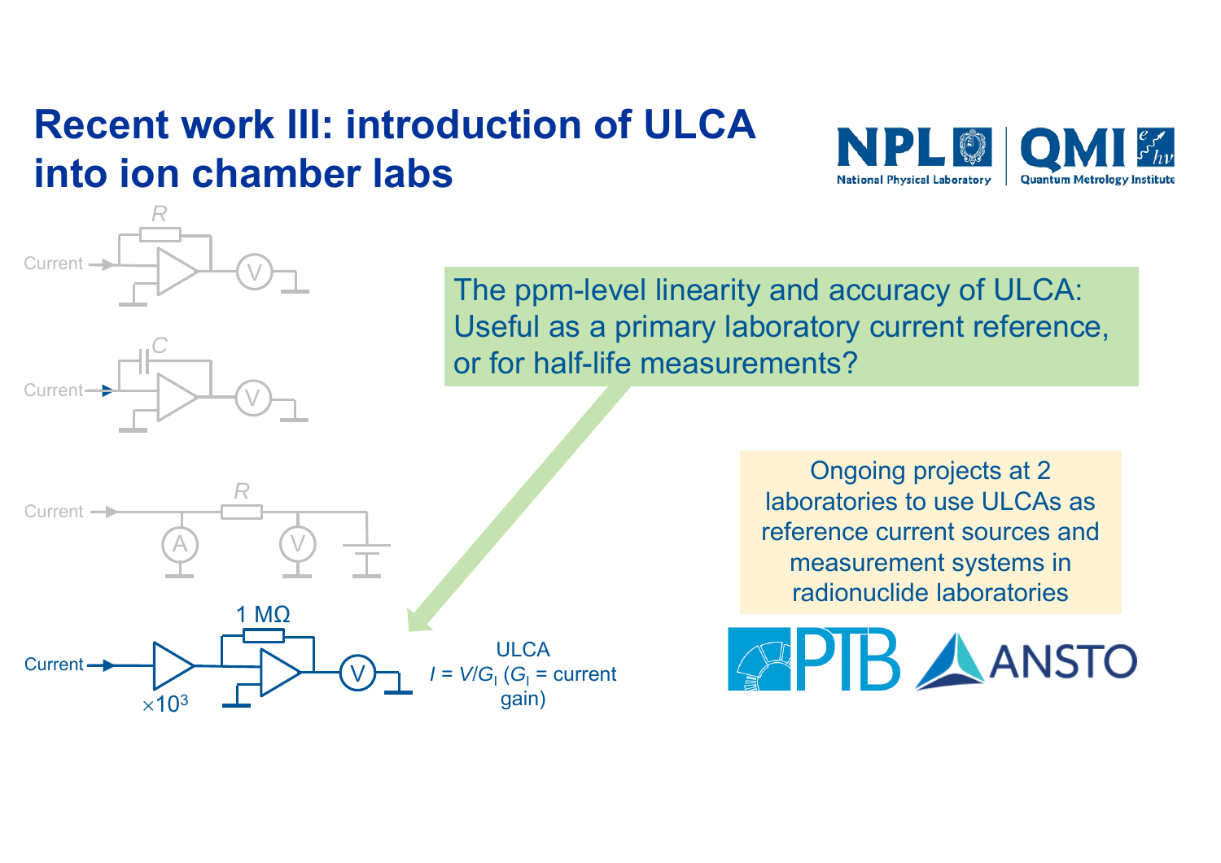# Recent work III: introduction of ULCA into ion chamber labs

Current → R → V

Current → C → V

Current → A → R → V

Current → ×10[3] → 1 MΩ → V

ULCA
$I = V/G_I$ ($G_I$ = current gain)

The ppm-level linearity and accuracy of ULCA: Useful as a primary laboratory current reference, or for half-life measurements?

Ongoing projects at 2 laboratories to use ULCAs as reference current sources and measurement systems in radionuclide laboratories

PTB ANSTO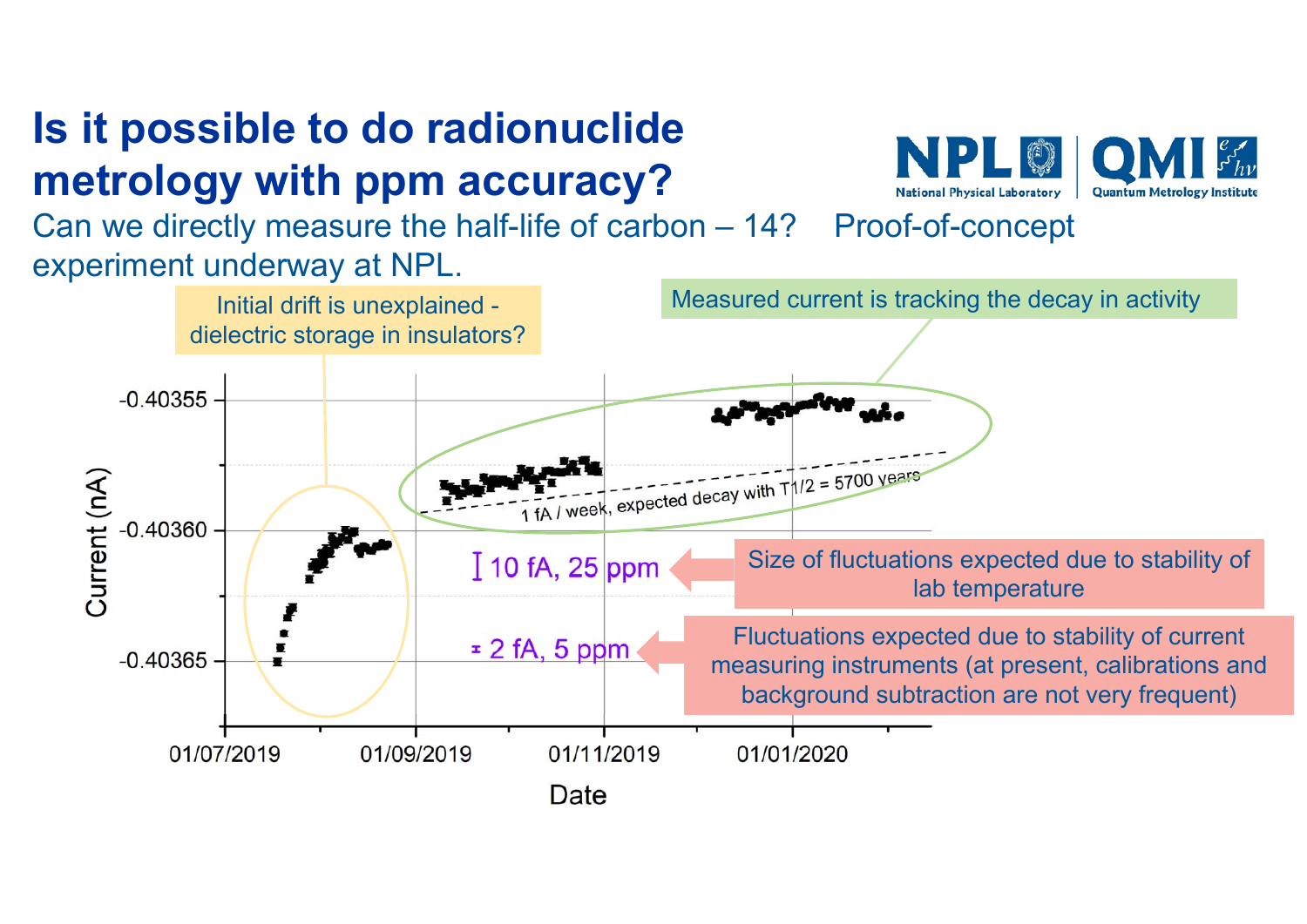# Is it possible to do radionuclide metrology with ppm accuracy?

Can we directly measure the half-life of carbon – 14? Proof-of-concept experiment underway at NPL.

Initial drift is unexplained - dielectric storage in insulators?

Measured current is tracking the decay in activity

1 fA / week, expected decay with T1/2 = 5700 years

10 fA, 25 ppm

Size of fluctuations expected due to stability of lab temperature

2 fA, 5 ppm

Fluctuations expected due to stability of current measuring instruments (at present, calibrations and background subtraction are not very frequent)

Current (nA): -0.40355, -0.40360, -0.40365

Date: 01/07/2019, 01/09/2019, 01/11/2019, 01/01/2020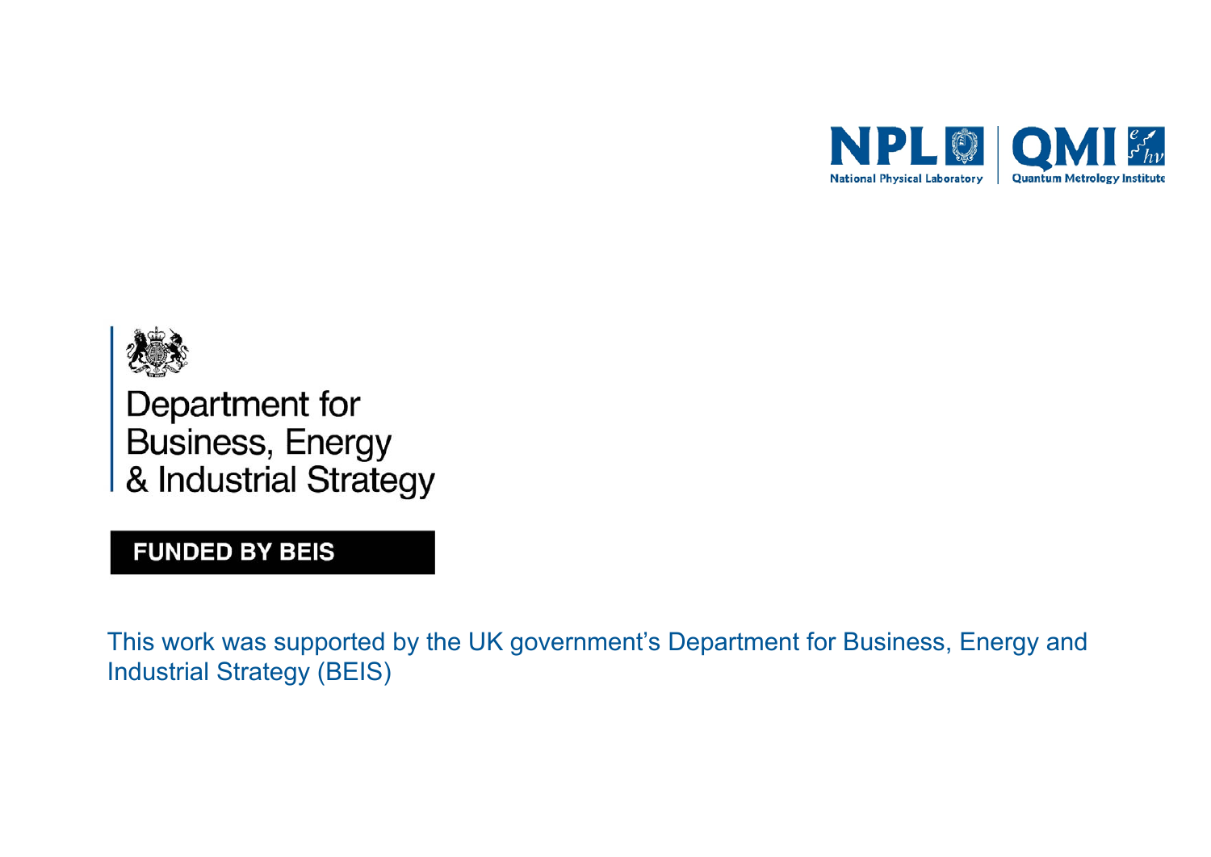NPL National Physical Laboratory | QMI Quantum Metrology Institute

Department for Business, Energy & Industrial Strategy

**FUNDED BY BEIS**

This work was supported by the UK government's Department for Business, Energy and Industrial Strategy (BEIS)